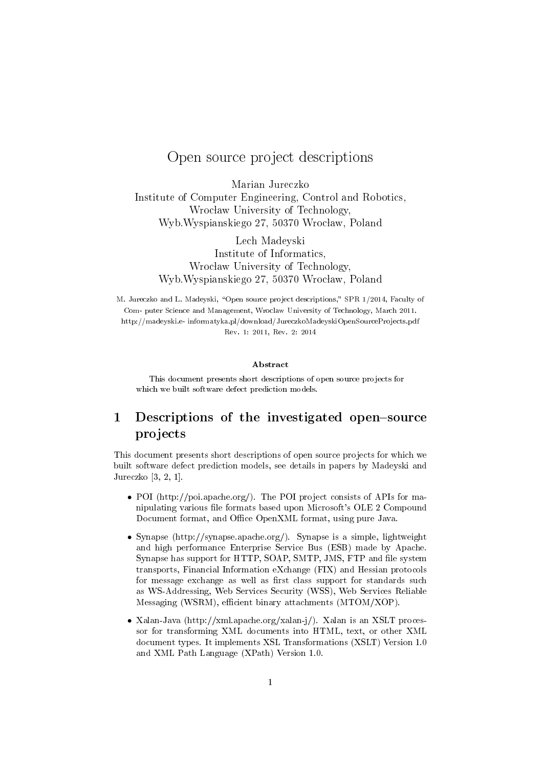# Open source project descriptions

Marian Jureczko
Institute of Computer Engineering, Control and Robotics,
Wrocław University of Technology,
Wyb.Wyspianskiego 27, 50370 Wrocław, Poland

Lech Madeyski
Institute of Informatics,
Wrocław University of Technology,
Wyb.Wyspianskiego 27, 50370 Wrocław, Poland

M. Jureczko and L. Madeyski, "Open source project descriptions," SPR 1/2014, Faculty of Com- puter Science and Management, Wroclaw University of Technology, March 2011. http://madeyski.e- informatyka.pl/download/JureczkoMadeyskiOpenSourceProjects.pdf
Rev. 1: 2011, Rev. 2: 2014

**Abstract**

This document presents short descriptions of open source projects for which we built software defect prediction models.

## 1 Descriptions of the investigated open–source projects

This document presents short descriptions of open source projects for which we built software defect prediction models, see details in papers by Madeyski and Jureczko [3, 2, 1].

- POI (http://poi.apache.org/). The POI project consists of APIs for manipulating various file formats based upon Microsoft's OLE 2 Compound Document format, and Office OpenXML format, using pure Java.
- Synapse (http://synapse.apache.org/). Synapse is a simple, lightweight and high performance Enterprise Service Bus (ESB) made by Apache. Synapse has support for HTTP, SOAP, SMTP, JMS, FTP and file system transports, Financial Information eXchange (FIX) and Hessian protocols for message exchange as well as first class support for standards such as WS-Addressing, Web Services Security (WSS), Web Services Reliable Messaging (WSRM), efficient binary attachments (MTOM/XOP).
- Xalan-Java (http://xml.apache.org/xalan-j/). Xalan is an XSLT processor for transforming XML documents into HTML, text, or other XML document types. It implements XSL Transformations (XSLT) Version 1.0 and XML Path Language (XPath) Version 1.0.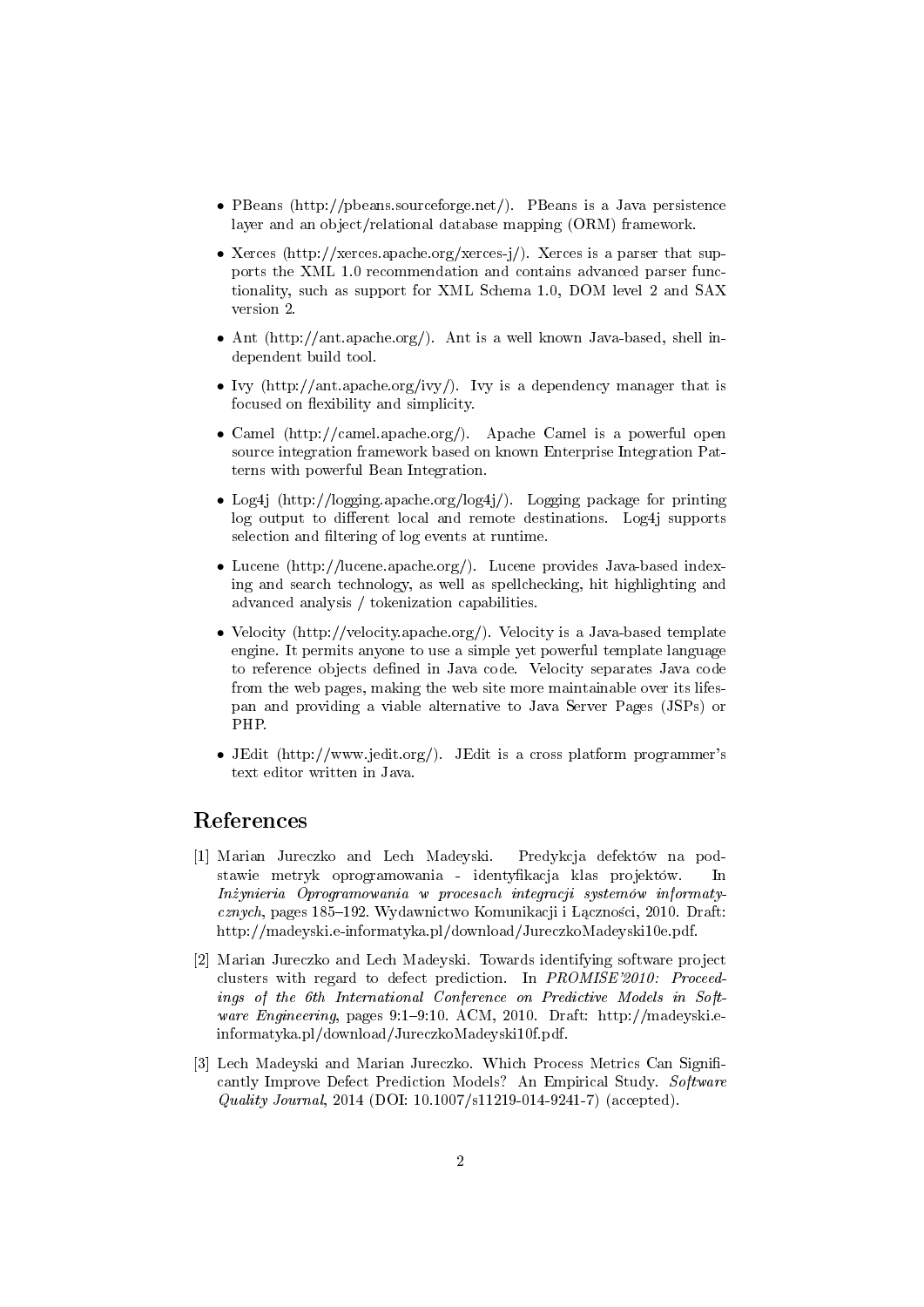- PBeans (http://pbeans.sourceforge.net/). PBeans is a Java persistence layer and an object/relational database mapping (ORM) framework.
- Xerces (http://xerces.apache.org/xerces-j/). Xerces is a parser that supports the XML 1.0 recommendation and contains advanced parser functionality, such as support for XML Schema 1.0, DOM level 2 and SAX version 2.
- Ant (http://ant.apache.org/). Ant is a well known Java-based, shell independent build tool.
- Ivy (http://ant.apache.org/ivy/). Ivy is a dependency manager that is focused on flexibility and simplicity.
- Camel (http://camel.apache.org/). Apache Camel is a powerful open source integration framework based on known Enterprise Integration Patterns with powerful Bean Integration.
- Log4j (http://logging.apache.org/log4j/). Logging package for printing log output to different local and remote destinations. Log4j supports selection and filtering of log events at runtime.
- Lucene (http://lucene.apache.org/). Lucene provides Java-based indexing and search technology, as well as spellchecking, hit highlighting and advanced analysis / tokenization capabilities.
- Velocity (http://velocity.apache.org/). Velocity is a Java-based template engine. It permits anyone to use a simple yet powerful template language to reference objects defined in Java code. Velocity separates Java code from the web pages, making the web site more maintainable over its lifespan and providing a viable alternative to Java Server Pages (JSPs) or PHP.
- JEdit (http://www.jedit.org/). JEdit is a cross platform programmer's text editor written in Java.

# References

[1] Marian Jureczko and Lech Madeyski. Predykcja defektów na podstawie metryk oprogramowania - identyfikacja klas projektów. In *Inżynieria Oprogramowania w procesach integracji systemów informatycznych*, pages 185–192. Wydawnictwo Komunikacji i Łączności, 2010. Draft: http://madeyski.e-informatyka.pl/download/JureczkoMadeyski10e.pdf.

[2] Marian Jureczko and Lech Madeyski. Towards identifying software project clusters with regard to defect prediction. In *PROMISE'2010: Proceedings of the 6th International Conference on Predictive Models in Software Engineering*, pages 9:1–9:10. ACM, 2010. Draft: http://madeyski.e-informatyka.pl/download/JureczkoMadeyski10f.pdf.

[3] Lech Madeyski and Marian Jureczko. Which Process Metrics Can Significantly Improve Defect Prediction Models? An Empirical Study. *Software Quality Journal*, 2014 (DOI: 10.1007/s11219-014-9241-7) (accepted).